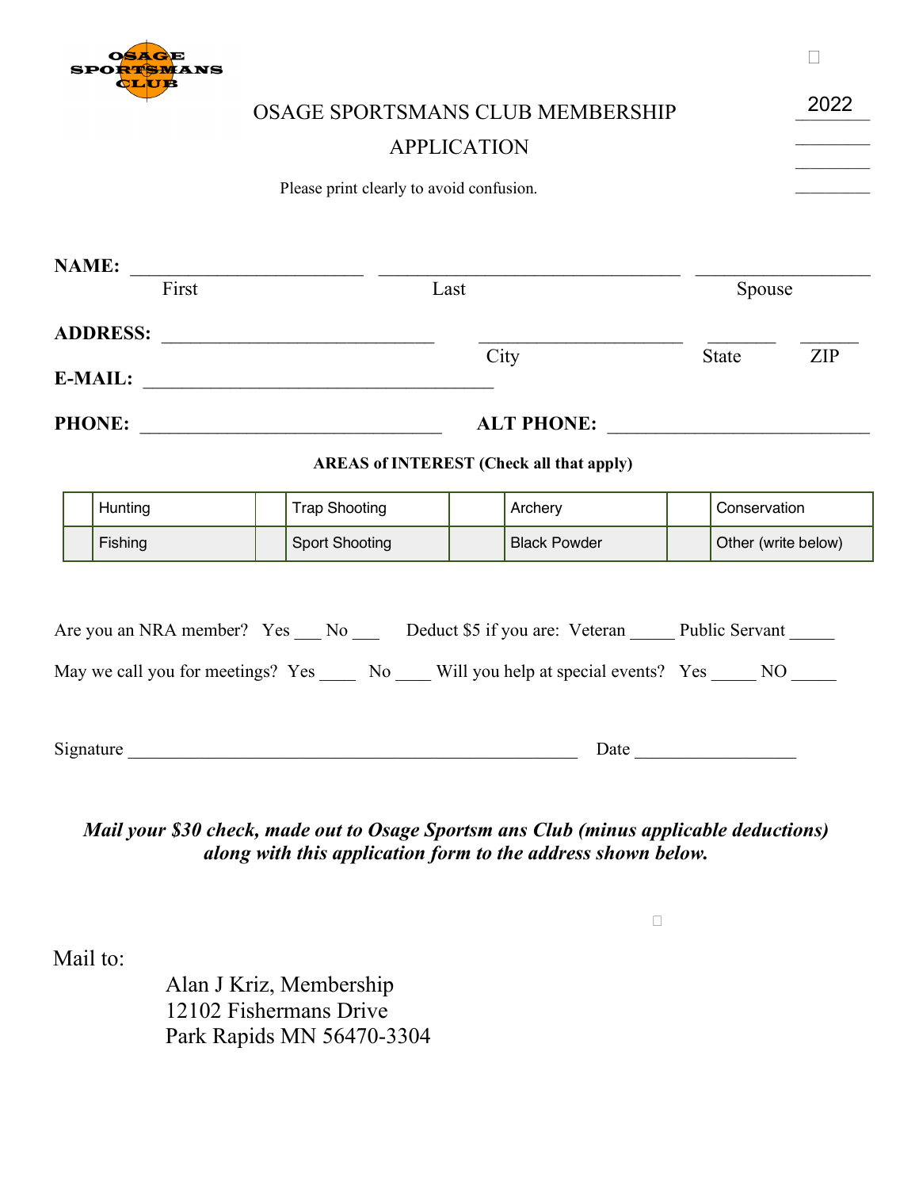OSAGE SPORTSMANS CLUB

2022

# OSAGE SPORTSMANS CLUB MEMBERSHIP APPLICATION

Please print clearly to avoid confusion.

**NAME:** ______________________ ______________________________ __________________
First Last Spouse

**ADDRESS:** ___________________________ ____________________ _______ ______
City State ZIP

**E-MAIL:** __________________________________

**PHONE:** _____________________________ **ALT PHONE:** __________________________

**AREAS of INTEREST (Check all that apply)**

| | | | | | | | |
|---|---|---|---|---|---|---|---|
| | Hunting | | Trap Shooting | | Archery | | Conservation |
| | Fishing | | Sport Shooting | | Black Powder | | Other (write below) |

Are you an NRA member? Yes ___ No ___ Deduct $5 if you are: Veteran _____ Public Servant _____

May we call you for meetings? Yes ____ No ____ Will you help at special events? Yes _____ NO _____

Signature ____________________________________________ Date _________________

***Mail your $30 check, made out to Osage Sportsm ans Club (minus applicable deductions) along with this application form to the address shown below.***

Mail to:

Alan J Kriz, Membership
12102 Fishermans Drive
Park Rapids MN 56470-3304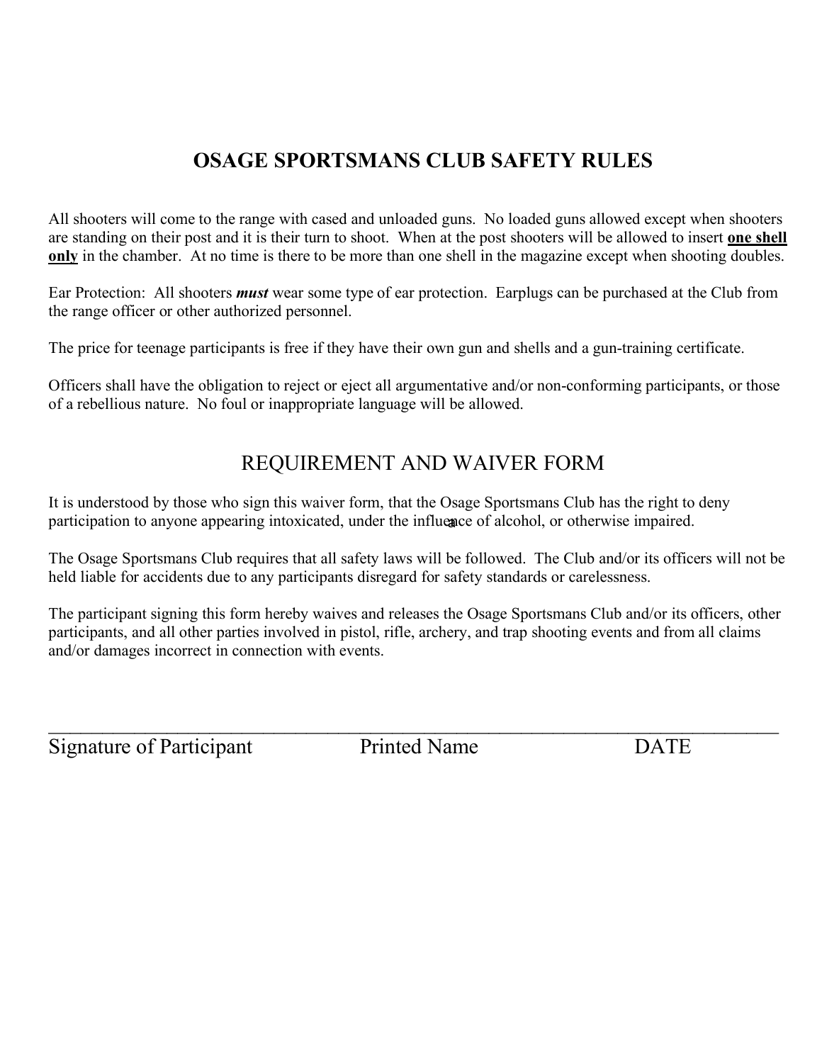# OSAGE SPORTSMANS CLUB SAFETY RULES

All shooters will come to the range with cased and unloaded guns. No loaded guns allowed except when shooters are standing on their post and it is their turn to shoot. When at the post shooters will be allowed to insert **one shell only** in the chamber. At no time is there to be more than one shell in the magazine except when shooting doubles.

Ear Protection: All shooters ***must*** wear some type of ear protection. Earplugs can be purchased at the Club from the range officer or other authorized personnel.

The price for teenage participants is free if they have their own gun and shells and a gun-training certificate.

Officers shall have the obligation to reject or eject all argumentative and/or non-conforming participants, or those of a rebellious nature. No foul or inappropriate language will be allowed.

## REQUIREMENT AND WAIVER FORM

It is understood by those who sign this waiver form, that the Osage Sportsmans Club has the right to deny participation to anyone appearing intoxicated, under the influence of alcohol, or otherwise impaired.

The Osage Sportsmans Club requires that all safety laws will be followed. The Club and/or its officers will not be held liable for accidents due to any participants disregard for safety standards or carelessness.

The participant signing this form hereby waives and releases the Osage Sportsmans Club and/or its officers, other participants, and all other parties involved in pistol, rifle, archery, and trap shooting events and from all claims and/or damages incorrect in connection with events.

\_\_\_\_\_\_\_\_\_\_\_\_\_\_\_\_\_\_\_\_\_\_\_\_\_\_\_\_\_\_\_\_\_\_\_\_\_\_\_\_\_\_\_\_\_\_\_\_\_\_\_\_\_\_\_\_\_\_\_\_\_\_\_\_\_\_\_\_\_\_\_\_

Signature of Participant          Printed Name          DATE